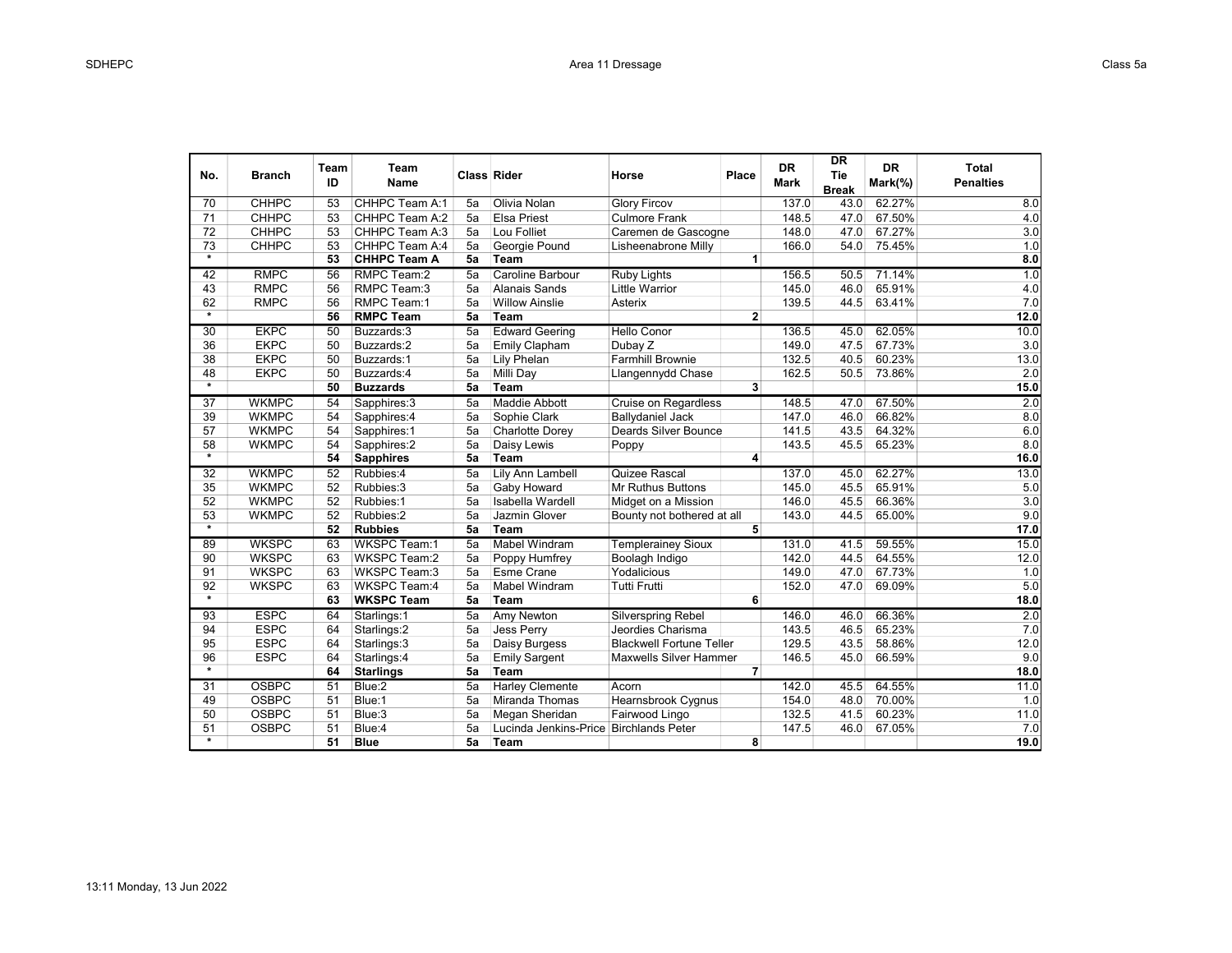| No. | Branch | Team ID | Team Name | Class | Rider | Horse | Place | DR Mark | DR Tie Break | DR Mark(%) | Total Penalties |
|---|---|---|---|---|---|---|---|---|---|---|---|
| 70 | CHHPC | 53 | CHHPC Team A:1 | 5a | Olivia Nolan | Glory Fircov | | 137.0 | 43.0 | 62.27% | 8.0 |
| 71 | CHHPC | 53 | CHHPC Team A:2 | 5a | Elsa Priest | Culmore Frank | | 148.5 | 47.0 | 67.50% | 4.0 |
| 72 | CHHPC | 53 | CHHPC Team A:3 | 5a | Lou Folliet | Caremen de Gascogne | | 148.0 | 47.0 | 67.27% | 3.0 |
| 73 | CHHPC | 53 | CHHPC Team A:4 | 5a | Georgie Pound | Lisheenabrone Milly | | 166.0 | 54.0 | 75.45% | 1.0 |
| * | | **53** | **CHHPC Team A** | **5a** | **Team** | | **1** | | | | **8.0** |
| 42 | RMPC | 56 | RMPC Team:2 | 5a | Caroline Barbour | Ruby Lights | | 156.5 | 50.5 | 71.14% | 1.0 |
| 43 | RMPC | 56 | RMPC Team:3 | 5a | Alanais Sands | Little Warrior | | 145.0 | 46.0 | 65.91% | 4.0 |
| 62 | RMPC | 56 | RMPC Team:1 | 5a | Willow Ainslie | Asterix | | 139.5 | 44.5 | 63.41% | 7.0 |
| * | | **56** | **RMPC Team** | **5a** | **Team** | | **2** | | | | **12.0** |
| 30 | EKPC | 50 | Buzzards:3 | 5a | Edward Geering | Hello Conor | | 136.5 | 45.0 | 62.05% | 10.0 |
| 36 | EKPC | 50 | Buzzards:2 | 5a | Emily Clapham | Dubay Z | | 149.0 | 47.5 | 67.73% | 3.0 |
| 38 | EKPC | 50 | Buzzards:1 | 5a | Lily Phelan | Farmhill Brownie | | 132.5 | 40.5 | 60.23% | 13.0 |
| 48 | EKPC | 50 | Buzzards:4 | 5a | Milli Day | Llangennydd Chase | | 162.5 | 50.5 | 73.86% | 2.0 |
| * | | **50** | **Buzzards** | **5a** | **Team** | | **3** | | | | **15.0** |
| 37 | WKMPC | 54 | Sapphires:3 | 5a | Maddie Abbott | Cruise on Regardless | | 148.5 | 47.0 | 67.50% | 2.0 |
| 39 | WKMPC | 54 | Sapphires:4 | 5a | Sophie Clark | Ballydaniel Jack | | 147.0 | 46.0 | 66.82% | 8.0 |
| 57 | WKMPC | 54 | Sapphires:1 | 5a | Charlotte Dorey | Deards Silver Bounce | | 141.5 | 43.5 | 64.32% | 6.0 |
| 58 | WKMPC | 54 | Sapphires:2 | 5a | Daisy Lewis | Poppy | | 143.5 | 45.5 | 65.23% | 8.0 |
| * | | **54** | **Sapphires** | **5a** | **Team** | | **4** | | | | **16.0** |
| 32 | WKMPC | 52 | Rubbies:4 | 5a | Lily Ann Lambell | Quizee Rascal | | 137.0 | 45.0 | 62.27% | 13.0 |
| 35 | WKMPC | 52 | Rubbies:3 | 5a | Gaby Howard | Mr Ruthus Buttons | | 145.0 | 45.5 | 65.91% | 5.0 |
| 52 | WKMPC | 52 | Rubbies:1 | 5a | Isabella Wardell | Midget on a Mission | | 146.0 | 45.5 | 66.36% | 3.0 |
| 53 | WKMPC | 52 | Rubbies:2 | 5a | Jazmin Glover | Bounty not bothered at all | | 143.0 | 44.5 | 65.00% | 9.0 |
| * | | **52** | **Rubbies** | **5a** | **Team** | | **5** | | | | **17.0** |
| 89 | WKSPC | 63 | WKSPC Team:1 | 5a | Mabel Windram | Templerainey Sioux | | 131.0 | 41.5 | 59.55% | 15.0 |
| 90 | WKSPC | 63 | WKSPC Team:2 | 5a | Poppy Humfrey | Boolagh Indigo | | 142.0 | 44.5 | 64.55% | 12.0 |
| 91 | WKSPC | 63 | WKSPC Team:3 | 5a | Esme Crane | Yodalicious | | 149.0 | 47.0 | 67.73% | 1.0 |
| 92 | WKSPC | 63 | WKSPC Team:4 | 5a | Mabel Windram | Tutti Frutti | | 152.0 | 47.0 | 69.09% | 5.0 |
| * | | **63** | **WKSPC Team** | **5a** | **Team** | | **6** | | | | **18.0** |
| 93 | ESPC | 64 | Starlings:1 | 5a | Amy Newton | Silverspring Rebel | | 146.0 | 46.0 | 66.36% | 2.0 |
| 94 | ESPC | 64 | Starlings:2 | 5a | Jess Perry | Jeordies Charisma | | 143.5 | 46.5 | 65.23% | 7.0 |
| 95 | ESPC | 64 | Starlings:3 | 5a | Daisy Burgess | Blackwell Fortune Teller | | 129.5 | 43.5 | 58.86% | 12.0 |
| 96 | ESPC | 64 | Starlings:4 | 5a | Emily Sargent | Maxwells Silver Hammer | | 146.5 | 45.0 | 66.59% | 9.0 |
| * | | **64** | **Starlings** | **5a** | **Team** | | **7** | | | | **18.0** |
| 31 | OSBPC | 51 | Blue:2 | 5a | Harley Clemente | Acorn | | 142.0 | 45.5 | 64.55% | 11.0 |
| 49 | OSBPC | 51 | Blue:1 | 5a | Miranda Thomas | Hearnsbrook Cygnus | | 154.0 | 48.0 | 70.00% | 1.0 |
| 50 | OSBPC | 51 | Blue:3 | 5a | Megan Sheridan | Fairwood Lingo | | 132.5 | 41.5 | 60.23% | 11.0 |
| 51 | OSBPC | 51 | Blue:4 | 5a | Lucinda Jenkins-Price | Birchlands Peter | | 147.5 | 46.0 | 67.05% | 7.0 |
| * | | **51** | **Blue** | **5a** | **Team** | | **8** | | | | **19.0** |

13:11 Monday, 13 Jun 2022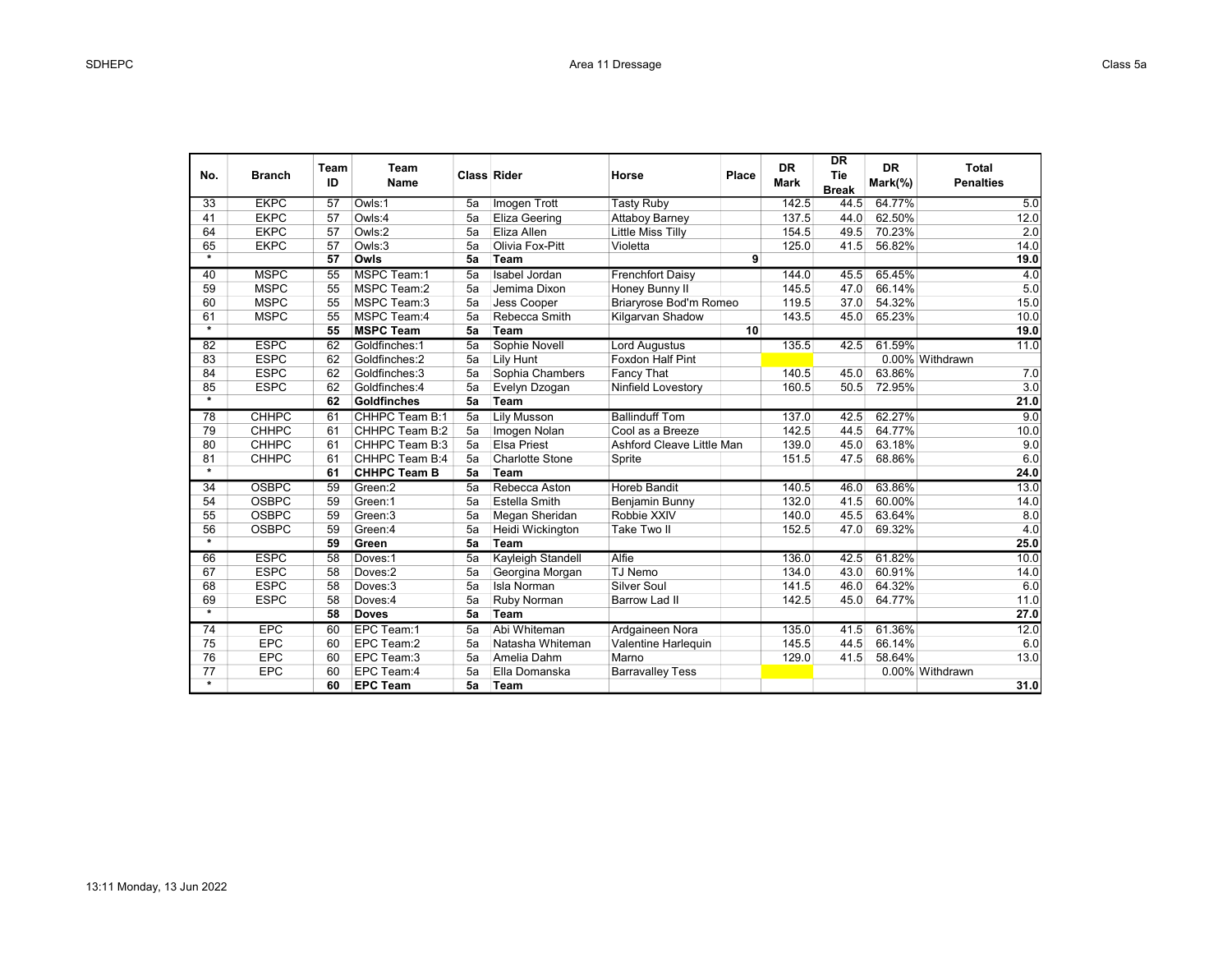| No. | Branch | Team ID | Team Name | Class | Rider | Horse | Place | DR Mark | DR Tie Break | DR Mark(%) | Total Penalties |
|---|---|---|---|---|---|---|---|---|---|---|---|
| 33 | EKPC | 57 | Owls:1 | 5a | Imogen Trott | Tasty Ruby | | 142.5 | 44.5 | 64.77% | 5.0 |
| 41 | EKPC | 57 | Owls:4 | 5a | Eliza Geering | Attaboy Barney | | 137.5 | 44.0 | 62.50% | 12.0 |
| 64 | EKPC | 57 | Owls:2 | 5a | Eliza Allen | Little Miss Tilly | | 154.5 | 49.5 | 70.23% | 2.0 |
| 65 | EKPC | 57 | Owls:3 | 5a | Olivia Fox-Pitt | Violetta | | 125.0 | 41.5 | 56.82% | 14.0 |
| * | | **57** | **Owls** | **5a** | **Team** | | **9** | | | | **19.0** |
| 40 | MSPC | 55 | MSPC Team:1 | 5a | Isabel Jordan | Frenchfort Daisy | | 144.0 | 45.5 | 65.45% | 4.0 |
| 59 | MSPC | 55 | MSPC Team:2 | 5a | Jemima Dixon | Honey Bunny II | | 145.5 | 47.0 | 66.14% | 5.0 |
| 60 | MSPC | 55 | MSPC Team:3 | 5a | Jess Cooper | Briaryrose Bod'm Romeo | | 119.5 | 37.0 | 54.32% | 15.0 |
| 61 | MSPC | 55 | MSPC Team:4 | 5a | Rebecca Smith | Kilgarvan Shadow | | 143.5 | 45.0 | 65.23% | 10.0 |
| * | | **55** | **MSPC Team** | **5a** | **Team** | | **10** | | | | **19.0** |
| 82 | ESPC | 62 | Goldfinches:1 | 5a | Sophie Novell | Lord Augustus | | 135.5 | 42.5 | 61.59% | 11.0 |
| 83 | ESPC | 62 | Goldfinches:2 | 5a | Lily Hunt | Foxdon Half Pint | | | | 0.00% | Withdrawn |
| 84 | ESPC | 62 | Goldfinches:3 | 5a | Sophia Chambers | Fancy That | | 140.5 | 45.0 | 63.86% | 7.0 |
| 85 | ESPC | 62 | Goldfinches:4 | 5a | Evelyn Dzogan | Ninfield Lovestory | | 160.5 | 50.5 | 72.95% | 3.0 |
| * | | **62** | **Goldfinches** | **5a** | **Team** | | | | | | **21.0** |
| 78 | CHHPC | 61 | CHHPC Team B:1 | 5a | Lily Musson | Ballinduff Tom | | 137.0 | 42.5 | 62.27% | 9.0 |
| 79 | CHHPC | 61 | CHHPC Team B:2 | 5a | Imogen Nolan | Cool as a Breeze | | 142.5 | 44.5 | 64.77% | 10.0 |
| 80 | CHHPC | 61 | CHHPC Team B:3 | 5a | Elsa Priest | Ashford Cleave Little Man | | 139.0 | 45.0 | 63.18% | 9.0 |
| 81 | CHHPC | 61 | CHHPC Team B:4 | 5a | Charlotte Stone | Sprite | | 151.5 | 47.5 | 68.86% | 6.0 |
| * | | **61** | **CHHPC Team B** | **5a** | **Team** | | | | | | **24.0** |
| 34 | OSBPC | 59 | Green:2 | 5a | Rebecca Aston | Horeb Bandit | | 140.5 | 46.0 | 63.86% | 13.0 |
| 54 | OSBPC | 59 | Green:1 | 5a | Estella Smith | Benjamin Bunny | | 132.0 | 41.5 | 60.00% | 14.0 |
| 55 | OSBPC | 59 | Green:3 | 5a | Megan Sheridan | Robbie XXIV | | 140.0 | 45.5 | 63.64% | 8.0 |
| 56 | OSBPC | 59 | Green:4 | 5a | Heidi Wickington | Take Two II | | 152.5 | 47.0 | 69.32% | 4.0 |
| * | | **59** | **Green** | **5a** | **Team** | | | | | | **25.0** |
| 66 | ESPC | 58 | Doves:1 | 5a | Kayleigh Standell | Alfie | | 136.0 | 42.5 | 61.82% | 10.0 |
| 67 | ESPC | 58 | Doves:2 | 5a | Georgina Morgan | TJ Nemo | | 134.0 | 43.0 | 60.91% | 14.0 |
| 68 | ESPC | 58 | Doves:3 | 5a | Isla Norman | Silver Soul | | 141.5 | 46.0 | 64.32% | 6.0 |
| 69 | ESPC | 58 | Doves:4 | 5a | Ruby Norman | Barrow Lad II | | 142.5 | 45.0 | 64.77% | 11.0 |
| * | | **58** | **Doves** | **5a** | **Team** | | | | | | **27.0** |
| 74 | EPC | 60 | EPC Team:1 | 5a | Abi Whiteman | Ardgaineen Nora | | 135.0 | 41.5 | 61.36% | 12.0 |
| 75 | EPC | 60 | EPC Team:2 | 5a | Natasha Whiteman | Valentine Harlequin | | 145.5 | 44.5 | 66.14% | 6.0 |
| 76 | EPC | 60 | EPC Team:3 | 5a | Amelia Dahm | Marno | | 129.0 | 41.5 | 58.64% | 13.0 |
| 77 | EPC | 60 | EPC Team:4 | 5a | Ella Domanska | Barravalley Tess | | | | 0.00% | Withdrawn |
| * | | **60** | **EPC Team** | **5a** | **Team** | | | | | | **31.0** |